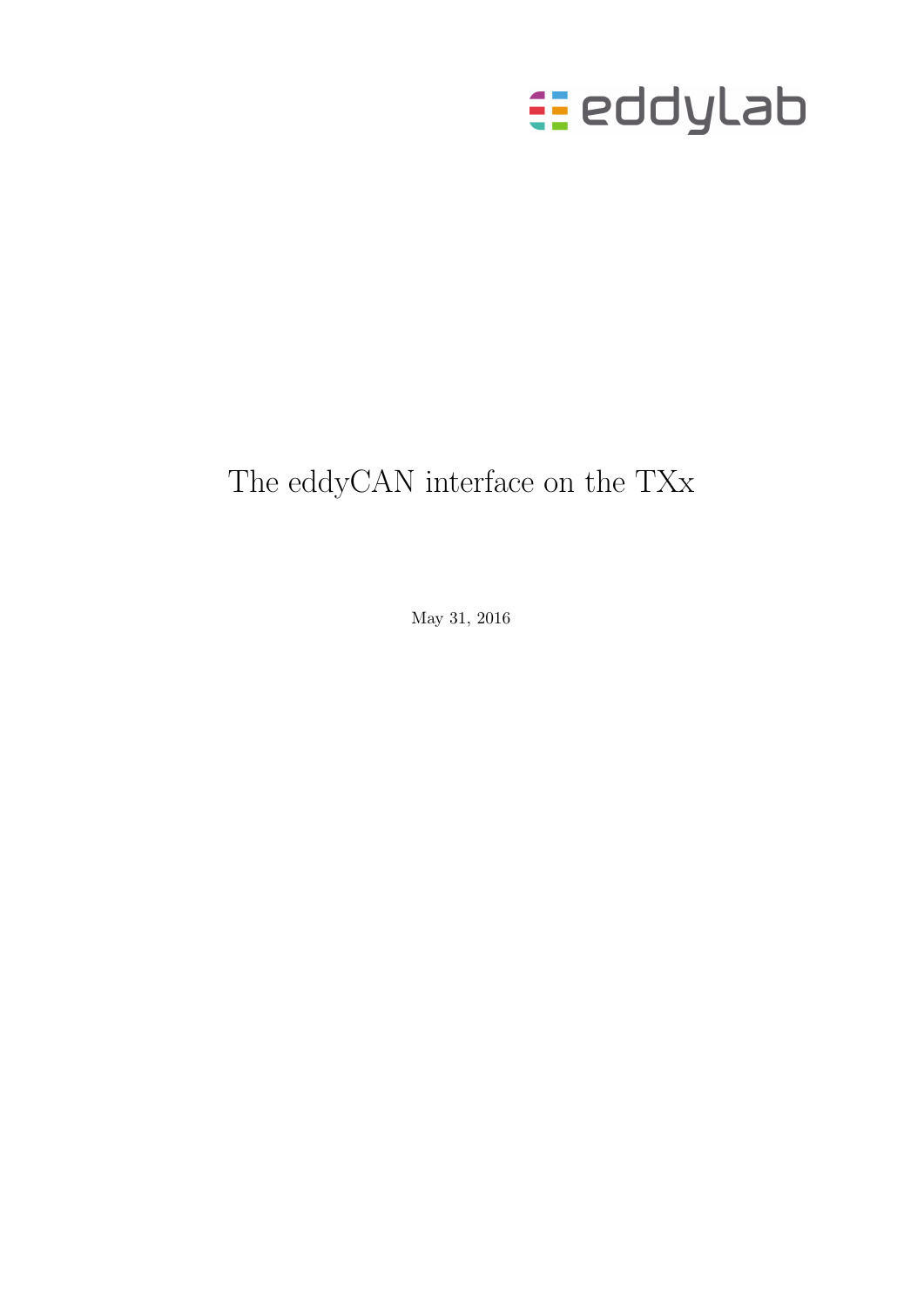eddylab

# The eddyCAN interface on the TXx

May 31, 2016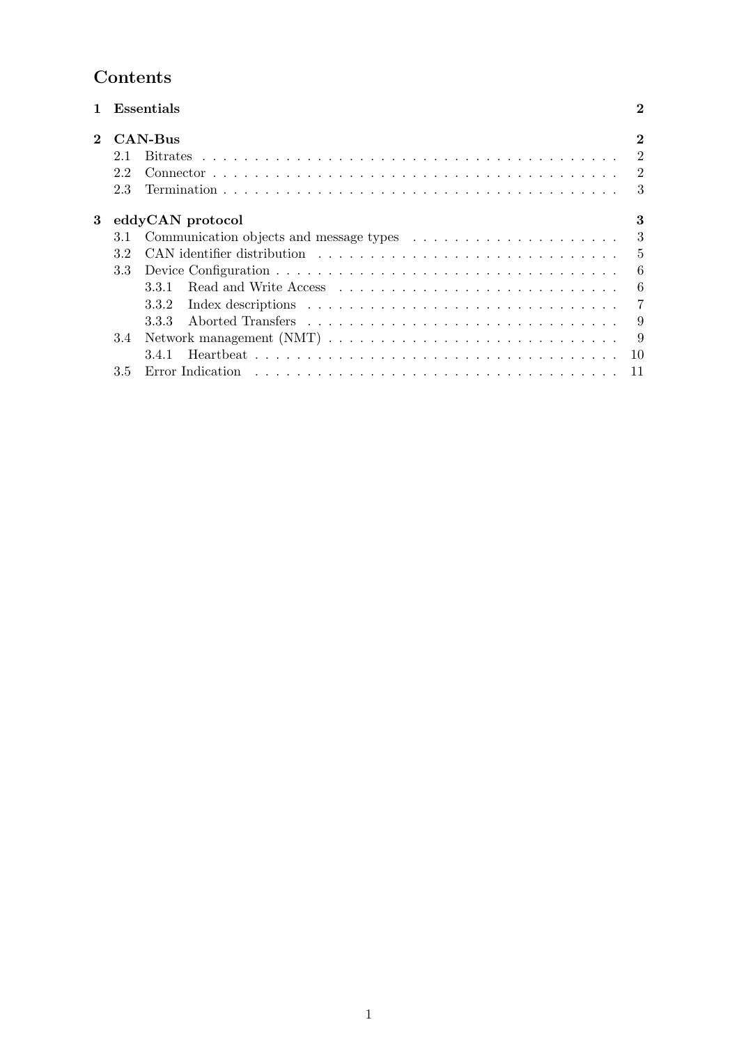# Contents

| | | |
|---|---|---|
| **1** | **Essentials** | **2** |
| **2** | **CAN-Bus** | **2** |
| 2.1 | Bitrates | 2 |
| 2.2 | Connector | 2 |
| 2.3 | Termination | 3 |
| **3** | **eddyCAN protocol** | **3** |
| 3.1 | Communication objects and message types | 3 |
| 3.2 | CAN identifier distribution | 5 |
| 3.3 | Device Configuration | 6 |
| 3.3.1 | Read and Write Access | 6 |
| 3.3.2 | Index descriptions | 7 |
| 3.3.3 | Aborted Transfers | 9 |
| 3.4 | Network management (NMT) | 9 |
| 3.4.1 | Heartbeat | 10 |
| 3.5 | Error Indication | 11 |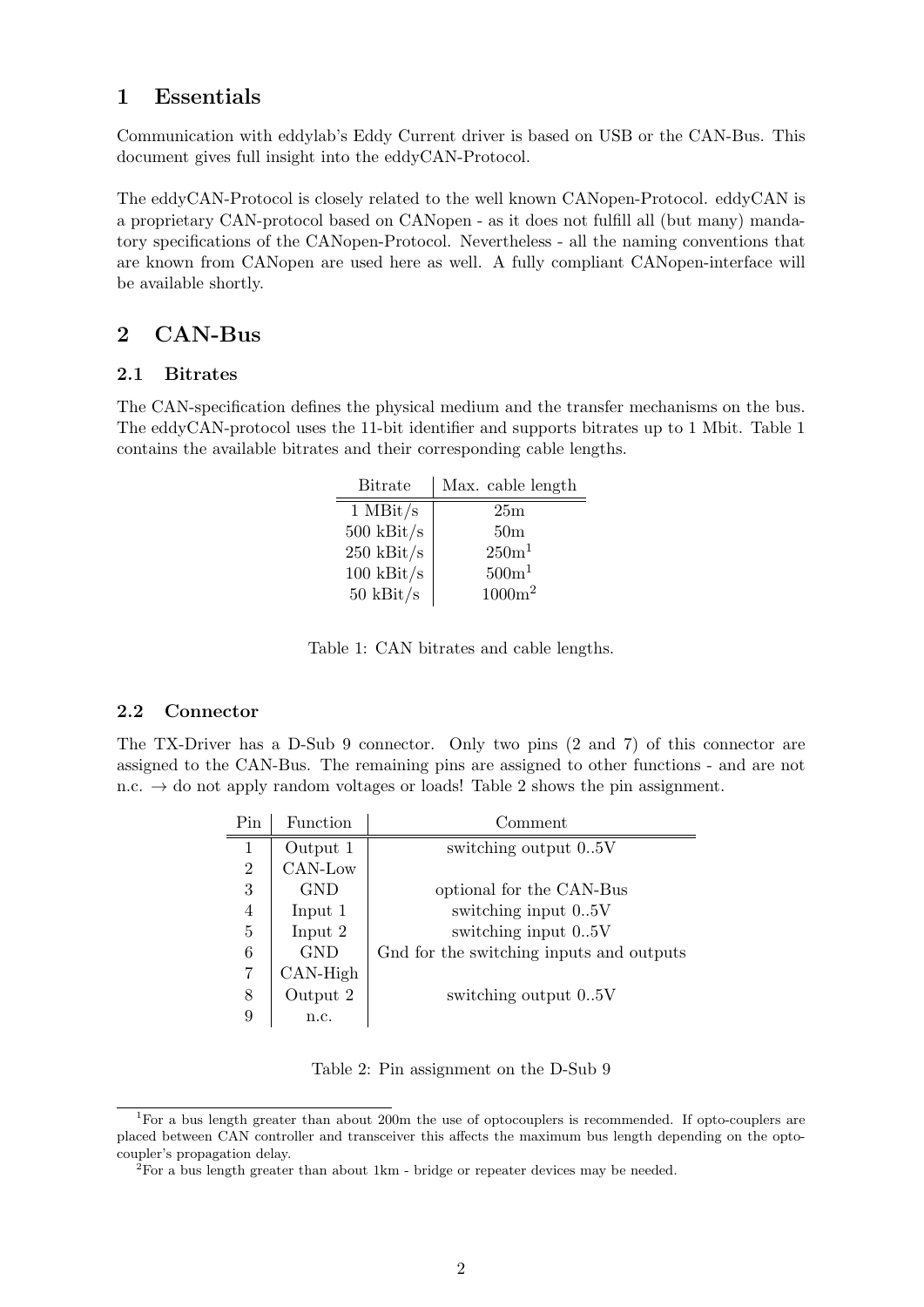# 1 Essentials

Communication with eddylab's Eddy Current driver is based on USB or the CAN-Bus. This document gives full insight into the eddyCAN-Protocol.

The eddyCAN-Protocol is closely related to the well known CANopen-Protocol. eddyCAN is a proprietary CAN-protocol based on CANopen - as it does not fulfill all (but many) mandatory specifications of the CANopen-Protocol. Nevertheless - all the naming conventions that are known from CANopen are used here as well. A fully compliant CANopen-interface will be available shortly.

# 2 CAN-Bus

## 2.1 Bitrates

The CAN-specification defines the physical medium and the transfer mechanisms on the bus. The eddyCAN-protocol uses the 11-bit identifier and supports bitrates up to 1 Mbit. Table 1 contains the available bitrates and their corresponding cable lengths.

| Bitrate | Max. cable length |
|---|---|
| 1 MBit/s | 25m |
| 500 kBit/s | 50m |
| 250 kBit/s | 250m[1] |
| 100 kBit/s | 500m[1] |
| 50 kBit/s | 1000m[2] |

Table 1: CAN bitrates and cable lengths.

## 2.2 Connector

The TX-Driver has a D-Sub 9 connector. Only two pins (2 and 7) of this connector are assigned to the CAN-Bus. The remaining pins are assigned to other functions - and are not n.c. → do not apply random voltages or loads! Table 2 shows the pin assignment.

| Pin | Function | Comment |
|---|---|---|
| 1 | Output 1 | switching output 0..5V |
| 2 | CAN-Low | |
| 3 | GND | optional for the CAN-Bus |
| 4 | Input 1 | switching input 0..5V |
| 5 | Input 2 | switching input 0..5V |
| 6 | GND | Gnd for the switching inputs and outputs |
| 7 | CAN-High | |
| 8 | Output 2 | switching output 0..5V |
| 9 | n.c. | |

Table 2: Pin assignment on the D-Sub 9

[1] For a bus length greater than about 200m the use of optocouplers is recommended. If opto-couplers are placed between CAN controller and transceiver this affects the maximum bus length depending on the opto-coupler's propagation delay.

[2] For a bus length greater than about 1km - bridge or repeater devices may be needed.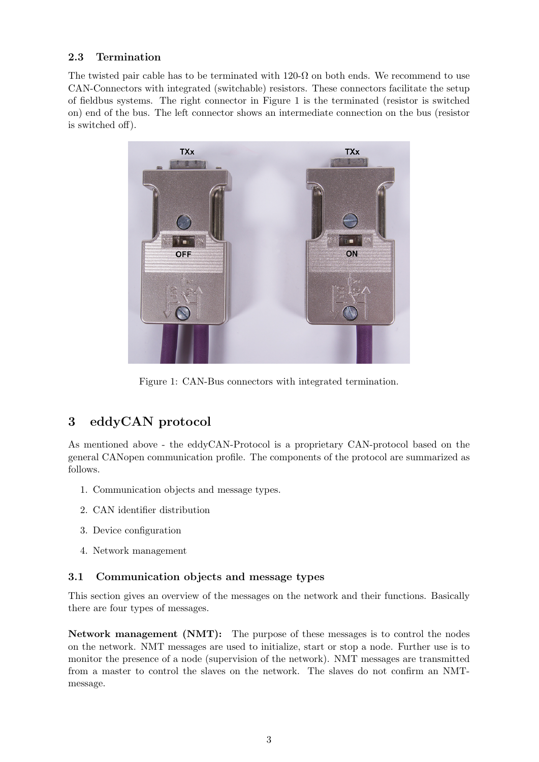### 2.3 Termination

The twisted pair cable has to be terminated with 120-Ω on both ends. We recommend to use CAN-Connectors with integrated (switchable) resistors. These connectors facilitate the setup of fieldbus systems. The right connector in Figure 1 is the terminated (resistor is switched on) end of the bus. The left connector shows an intermediate connection on the bus (resistor is switched off).

Figure 1: CAN-Bus connectors with integrated termination.

## 3 eddyCAN protocol

As mentioned above - the eddyCAN-Protocol is a proprietary CAN-protocol based on the general CANopen communication profile. The components of the protocol are summarized as follows.

1. Communication objects and message types.
2. CAN identifier distribution
3. Device configuration
4. Network management

### 3.1 Communication objects and message types

This section gives an overview of the messages on the network and their functions. Basically there are four types of messages.

**Network management (NMT):** The purpose of these messages is to control the nodes on the network. NMT messages are used to initialize, start or stop a node. Further use is to monitor the presence of a node (supervision of the network). NMT messages are transmitted from a master to control the slaves on the network. The slaves do not confirm an NMT-message.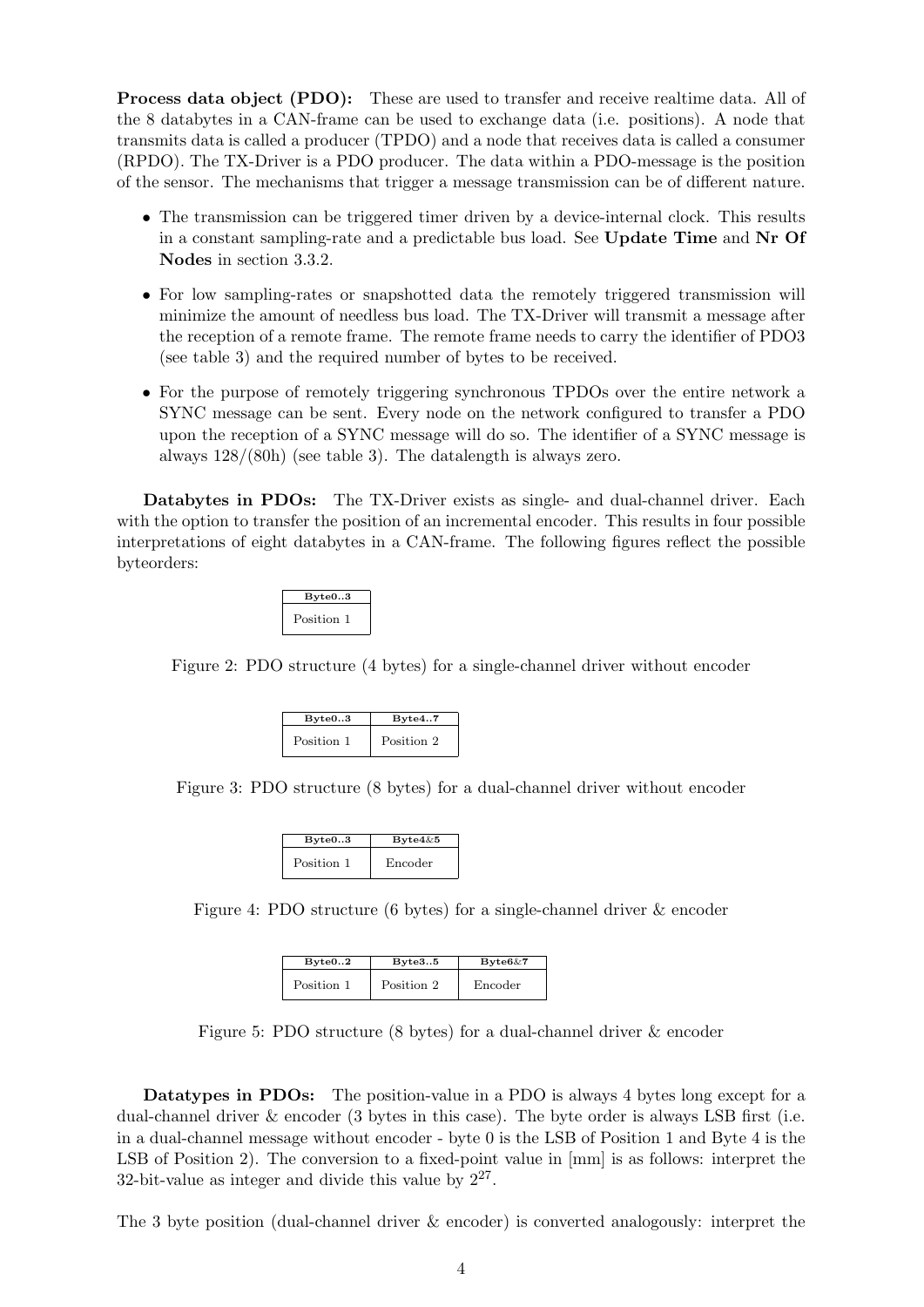**Process data object (PDO):** These are used to transfer and receive realtime data. All of the 8 databytes in a CAN-frame can be used to exchange data (i.e. positions). A node that transmits data is called a producer (TPDO) and a node that receives data is called a consumer (RPDO). The TX-Driver is a PDO producer. The data within a PDO-message is the position of the sensor. The mechanisms that trigger a message transmission can be of different nature.

- The transmission can be triggered timer driven by a device-internal clock. This results in a constant sampling-rate and a predictable bus load. See **Update Time** and **Nr Of Nodes** in section 3.3.2.
- For low sampling-rates or snapshotted data the remotely triggered transmission will minimize the amount of needless bus load. The TX-Driver will transmit a message after the reception of a remote frame. The remote frame needs to carry the identifier of PDO3 (see table 3) and the required number of bytes to be received.
- For the purpose of remotely triggering synchronous TPDOs over the entire network a SYNC message can be sent. Every node on the network configured to transfer a PDO upon the reception of a SYNC message will do so. The identifier of a SYNC message is always 128/(80h) (see table 3). The datalength is always zero.

**Databytes in PDOs:** The TX-Driver exists as single- and dual-channel driver. Each with the option to transfer the position of an incremental encoder. This results in four possible interpretations of eight databytes in a CAN-frame. The following figures reflect the possible byteorders:

| Byte0..3 |
| --- |
| Position 1 |

Figure 2: PDO structure (4 bytes) for a single-channel driver without encoder

| Byte0..3 | Byte4..7 |
| --- | --- |
| Position 1 | Position 2 |

Figure 3: PDO structure (8 bytes) for a dual-channel driver without encoder

| Byte0..3 | Byte4&5 |
| --- | --- |
| Position 1 | Encoder |

Figure 4: PDO structure (6 bytes) for a single-channel driver & encoder

| Byte0..2 | Byte3..5 | Byte6&7 |
| --- | --- | --- |
| Position 1 | Position 2 | Encoder |

Figure 5: PDO structure (8 bytes) for a dual-channel driver & encoder

**Datatypes in PDOs:** The position-value in a PDO is always 4 bytes long except for a dual-channel driver & encoder (3 bytes in this case). The byte order is always LSB first (i.e. in a dual-channel message without encoder - byte 0 is the LSB of Position 1 and Byte 4 is the LSB of Position 2). The conversion to a fixed-point value in [mm] is as follows: interpret the 32-bit-value as integer and divide this value by $2^{27}$.

The 3 byte position (dual-channel driver & encoder) is converted analogously: interpret the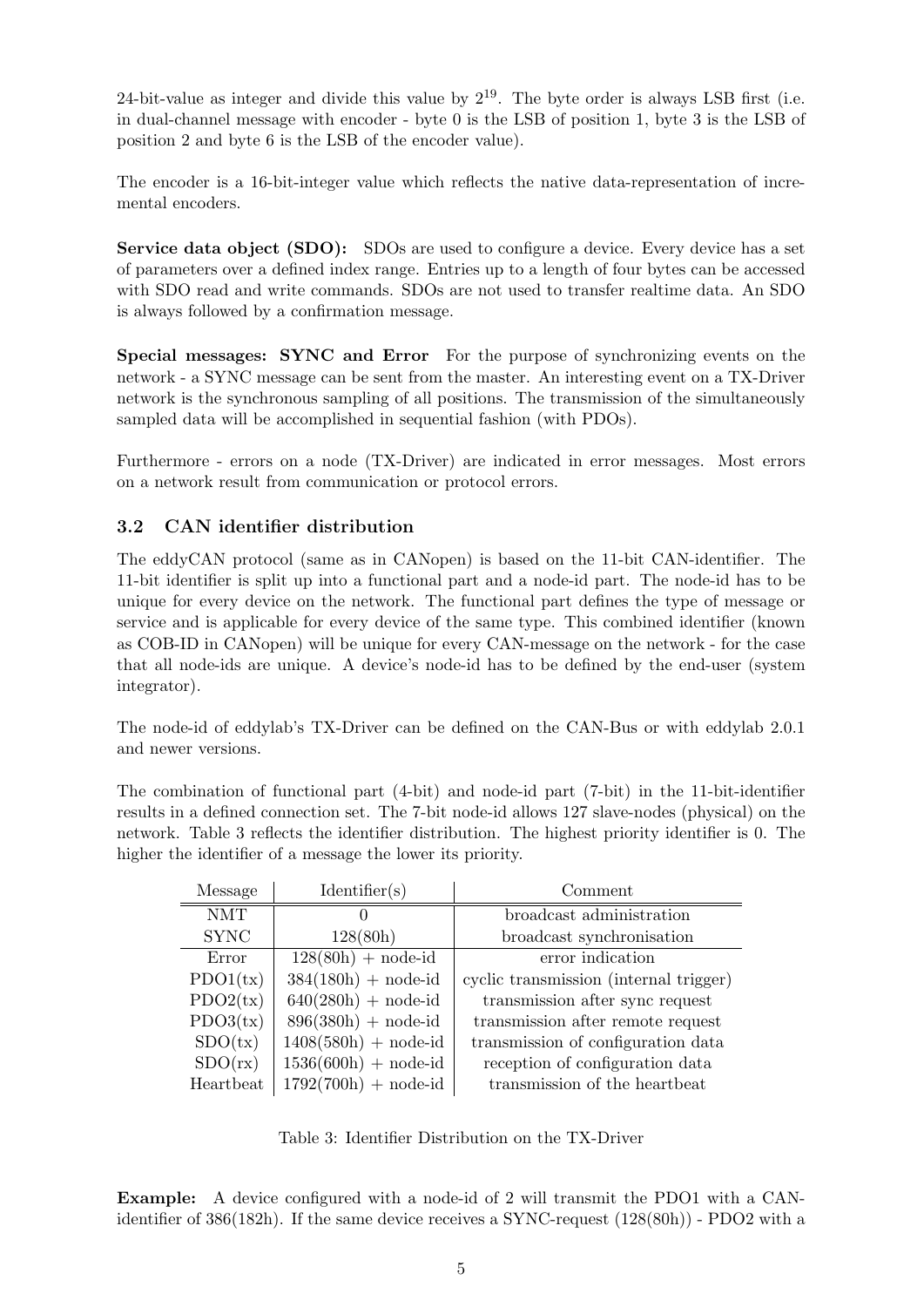24-bit-value as integer and divide this value by $2^{19}$. The byte order is always LSB first (i.e. in dual-channel message with encoder - byte 0 is the LSB of position 1, byte 3 is the LSB of position 2 and byte 6 is the LSB of the encoder value).

The encoder is a 16-bit-integer value which reflects the native data-representation of incremental encoders.

**Service data object (SDO):** SDOs are used to configure a device. Every device has a set of parameters over a defined index range. Entries up to a length of four bytes can be accessed with SDO read and write commands. SDOs are not used to transfer realtime data. An SDO is always followed by a confirmation message.

**Special messages: SYNC and Error** For the purpose of synchronizing events on the network - a SYNC message can be sent from the master. An interesting event on a TX-Driver network is the synchronous sampling of all positions. The transmission of the simultaneously sampled data will be accomplished in sequential fashion (with PDOs).

Furthermore - errors on a node (TX-Driver) are indicated in error messages. Most errors on a network result from communication or protocol errors.

### 3.2 CAN identifier distribution

The eddyCAN protocol (same as in CANopen) is based on the 11-bit CAN-identifier. The 11-bit identifier is split up into a functional part and a node-id part. The node-id has to be unique for every device on the network. The functional part defines the type of message or service and is applicable for every device of the same type. This combined identifier (known as COB-ID in CANopen) will be unique for every CAN-message on the network - for the case that all node-ids are unique. A device's node-id has to be defined by the end-user (system integrator).

The node-id of eddylab's TX-Driver can be defined on the CAN-Bus or with eddylab 2.0.1 and newer versions.

The combination of functional part (4-bit) and node-id part (7-bit) in the 11-bit-identifier results in a defined connection set. The 7-bit node-id allows 127 slave-nodes (physical) on the network. Table 3 reflects the identifier distribution. The highest priority identifier is 0. The higher the identifier of a message the lower its priority.

| Message | Identifier(s) | Comment |
|---|---|---|
| NMT | 0 | broadcast administration |
| SYNC | 128(80h) | broadcast synchronisation |
| Error | 128(80h) + node-id | error indication |
| PDO1(tx) | 384(180h) + node-id | cyclic transmission (internal trigger) |
| PDO2(tx) | 640(280h) + node-id | transmission after sync request |
| PDO3(tx) | 896(380h) + node-id | transmission after remote request |
| SDO(tx) | 1408(580h) + node-id | transmission of configuration data |
| SDO(rx) | 1536(600h) + node-id | reception of configuration data |
| Heartbeat | 1792(700h) + node-id | transmission of the heartbeat |

Table 3: Identifier Distribution on the TX-Driver

**Example:** A device configured with a node-id of 2 will transmit the PDO1 with a CAN-identifier of 386(182h). If the same device receives a SYNC-request (128(80h)) - PDO2 with a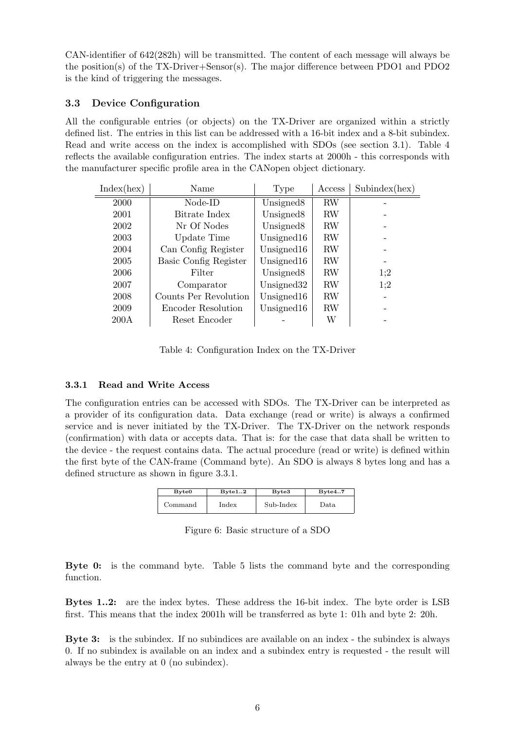CAN-identifier of 642(282h) will be transmitted. The content of each message will always be the position(s) of the TX-Driver+Sensor(s). The major difference between PDO1 and PDO2 is the kind of triggering the messages.

## 3.3 Device Configuration

All the configurable entries (or objects) on the TX-Driver are organized within a strictly defined list. The entries in this list can be addressed with a 16-bit index and a 8-bit subindex. Read and write access on the index is accomplished with SDOs (see section 3.1). Table 4 reflects the available configuration entries. The index starts at 2000h - this corresponds with the manufacturer specific profile area in the CANopen object dictionary.

| Index(hex) | Name | Type | Access | Subindex(hex) |
|---|---|---|---|---|
| 2000 | Node-ID | Unsigned8 | RW | - |
| 2001 | Bitrate Index | Unsigned8 | RW | - |
| 2002 | Nr Of Nodes | Unsigned8 | RW | - |
| 2003 | Update Time | Unsigned16 | RW | - |
| 2004 | Can Config Register | Unsigned16 | RW | - |
| 2005 | Basic Config Register | Unsigned16 | RW | - |
| 2006 | Filter | Unsigned8 | RW | 1;2 |
| 2007 | Comparator | Unsigned32 | RW | 1;2 |
| 2008 | Counts Per Revolution | Unsigned16 | RW | - |
| 2009 | Encoder Resolution | Unsigned16 | RW | - |
| 200A | Reset Encoder | - | W | - |

Table 4: Configuration Index on the TX-Driver

### 3.3.1 Read and Write Access

The configuration entries can be accessed with SDOs. The TX-Driver can be interpreted as a provider of its configuration data. Data exchange (read or write) is always a confirmed service and is never initiated by the TX-Driver. The TX-Driver on the network responds (confirmation) with data or accepts data. That is: for the case that data shall be written to the device - the request contains data. The actual procedure (read or write) is defined within the first byte of the CAN-frame (Command byte). An SDO is always 8 bytes long and has a defined structure as shown in figure 3.3.1.

| Byte0 | Byte1..2 | Byte3 | Byte4..7 |
|---|---|---|---|
| Command | Index | Sub-Index | Data |

Figure 6: Basic structure of a SDO

**Byte 0:** is the command byte. Table 5 lists the command byte and the corresponding function.

**Bytes 1..2:** are the index bytes. These address the 16-bit index. The byte order is LSB first. This means that the index 2001h will be transferred as byte 1: 01h and byte 2: 20h.

**Byte 3:** is the subindex. If no subindices are available on an index - the subindex is always 0. If no subindex is available on an index and a subindex entry is requested - the result will always be the entry at 0 (no subindex).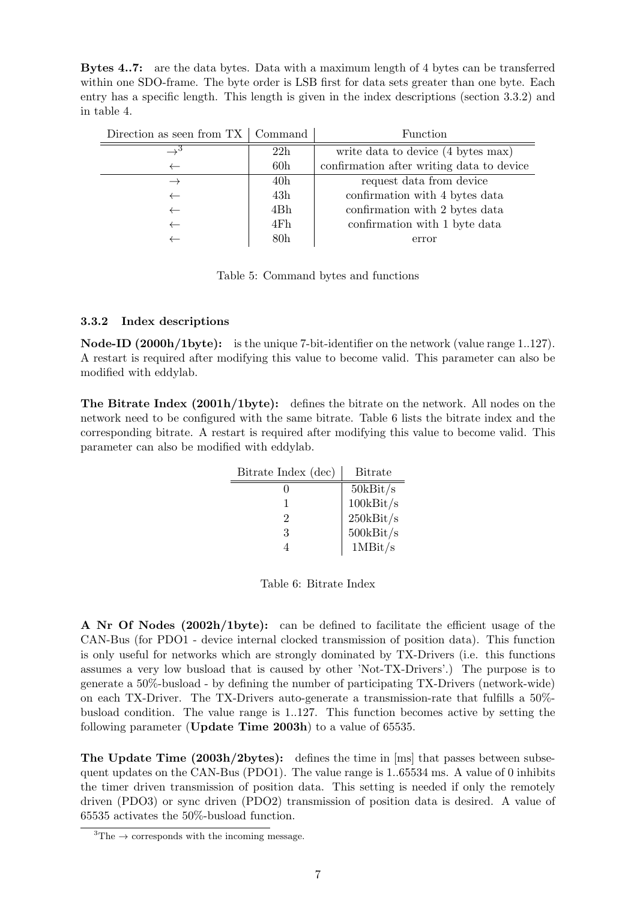**Bytes 4..7:** are the data bytes. Data with a maximum length of 4 bytes can be transferred within one SDO-frame. The byte order is LSB first for data sets greater than one byte. Each entry has a specific length. This length is given in the index descriptions (section 3.3.2) and in table 4.

| Direction as seen from TX | Command | Function |
|---|---|---|
| →[3] | 22h | write data to device (4 bytes max) |
| ← | 60h | confirmation after writing data to device |
| → | 40h | request data from device |
| ← | 43h | confirmation with 4 bytes data |
| ← | 4Bh | confirmation with 2 bytes data |
| ← | 4Fh | confirmation with 1 byte data |
| ← | 80h | error |

Table 5: Command bytes and functions

### 3.3.2 Index descriptions

**Node-ID (2000h/1byte):** is the unique 7-bit-identifier on the network (value range 1..127). A restart is required after modifying this value to become valid. This parameter can also be modified with eddylab.

**The Bitrate Index (2001h/1byte):** defines the bitrate on the network. All nodes on the network need to be configured with the same bitrate. Table 6 lists the bitrate index and the corresponding bitrate. A restart is required after modifying this value to become valid. This parameter can also be modified with eddylab.

| Bitrate Index (dec) | Bitrate |
|---|---|
| 0 | 50kBit/s |
| 1 | 100kBit/s |
| 2 | 250kBit/s |
| 3 | 500kBit/s |
| 4 | 1MBit/s |

Table 6: Bitrate Index

**A Nr Of Nodes (2002h/1byte):** can be defined to facilitate the efficient usage of the CAN-Bus (for PDO1 - device internal clocked transmission of position data). This function is only useful for networks which are strongly dominated by TX-Drivers (i.e. this functions assumes a very low busload that is caused by other 'Not-TX-Drivers'.) The purpose is to generate a 50%-busload - by defining the number of participating TX-Drivers (network-wide) on each TX-Driver. The TX-Drivers auto-generate a transmission-rate that fulfills a 50%-busload condition. The value range is 1..127. This function becomes active by setting the following parameter (**Update Time 2003h**) to a value of 65535.

**The Update Time (2003h/2bytes):** defines the time in [ms] that passes between subsequent updates on the CAN-Bus (PDO1). The value range is 1..65534 ms. A value of 0 inhibits the timer driven transmission of position data. This setting is needed if only the remotely driven (PDO3) or sync driven (PDO2) transmission of position data is desired. A value of 65535 activates the 50%-busload function.

[3] The → corresponds with the incoming message.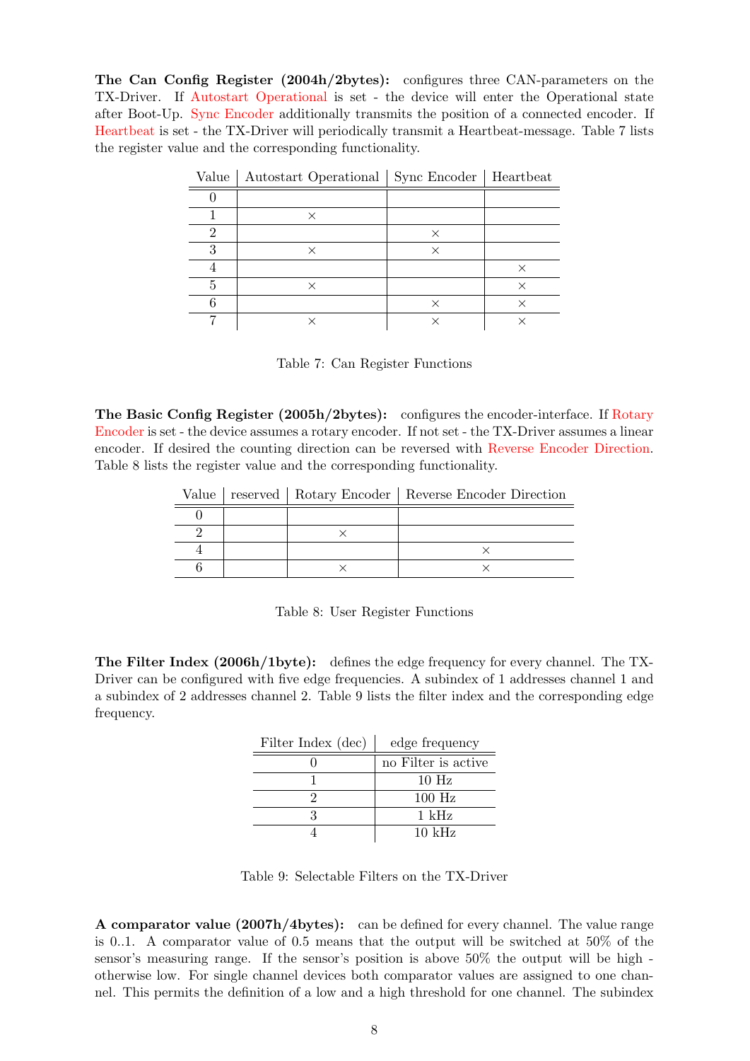**The Can Config Register (2004h/2bytes):** configures three CAN-parameters on the TX-Driver. If Autostart Operational is set - the device will enter the Operational state after Boot-Up. Sync Encoder additionally transmits the position of a connected encoder. If Heartbeat is set - the TX-Driver will periodically transmit a Heartbeat-message. Table 7 lists the register value and the corresponding functionality.

| Value | Autostart Operational | Sync Encoder | Heartbeat |
|---|---|---|---|
| 0 | | | |
| 1 | × | | |
| 2 | | × | |
| 3 | × | × | |
| 4 | | | × |
| 5 | × | | × |
| 6 | | × | × |
| 7 | × | × | × |

Table 7: Can Register Functions

**The Basic Config Register (2005h/2bytes):** configures the encoder-interface. If Rotary Encoder is set - the device assumes a rotary encoder. If not set - the TX-Driver assumes a linear encoder. If desired the counting direction can be reversed with Reverse Encoder Direction. Table 8 lists the register value and the corresponding functionality.

| Value | reserved | Rotary Encoder | Reverse Encoder Direction |
|---|---|---|---|
| 0 | | | |
| 2 | | × | |
| 4 | | | × |
| 6 | | × | × |

Table 8: User Register Functions

**The Filter Index (2006h/1byte):** defines the edge frequency for every channel. The TX-Driver can be configured with five edge frequencies. A subindex of 1 addresses channel 1 and a subindex of 2 addresses channel 2. Table 9 lists the filter index and the corresponding edge frequency.

| Filter Index (dec) | edge frequency |
|---|---|
| 0 | no Filter is active |
| 1 | 10 Hz |
| 2 | 100 Hz |
| 3 | 1 kHz |
| 4 | 10 kHz |

Table 9: Selectable Filters on the TX-Driver

**A comparator value (2007h/4bytes):** can be defined for every channel. The value range is 0..1. A comparator value of 0.5 means that the output will be switched at 50% of the sensor's measuring range. If the sensor's position is above 50% the output will be high - otherwise low. For single channel devices both comparator values are assigned to one channel. This permits the definition of a low and a high threshold for one channel. The subindex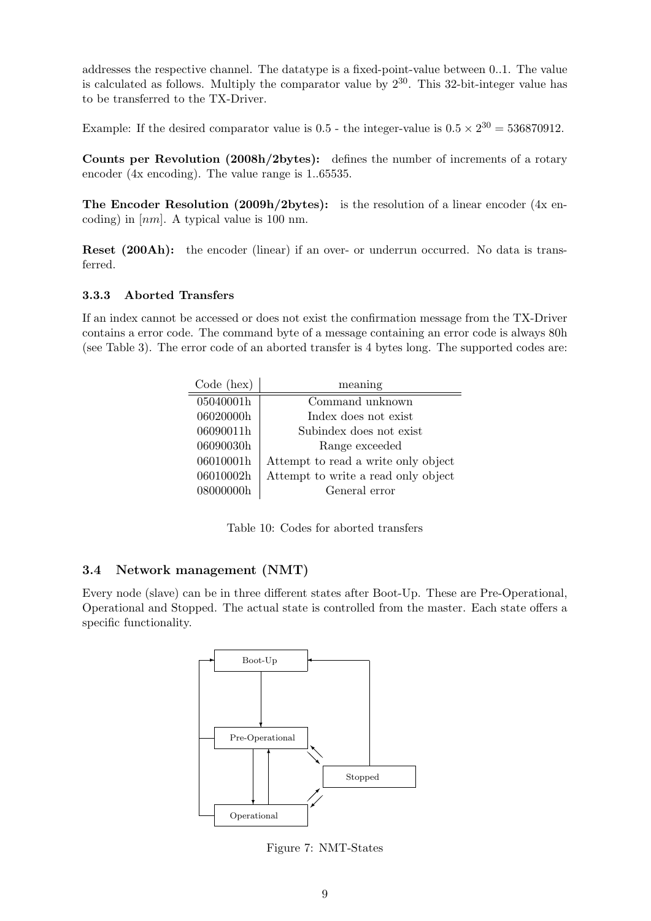addresses the respective channel. The datatype is a fixed-point-value between 0..1. The value is calculated as follows. Multiply the comparator value by $2^{30}$. This 32-bit-integer value has to be transferred to the TX-Driver.

Example: If the desired comparator value is 0.5 - the integer-value is $0.5 \times 2^{30} = 536870912$.

**Counts per Revolution (2008h/2bytes):** defines the number of increments of a rotary encoder (4x encoding). The value range is 1..65535.

**The Encoder Resolution (2009h/2bytes):** is the resolution of a linear encoder (4x encoding) in $[nm]$. A typical value is 100 nm.

**Reset (200Ah):** the encoder (linear) if an over- or underrun occurred. No data is transferred.

### 3.3.3 Aborted Transfers

If an index cannot be accessed or does not exist the confirmation message from the TX-Driver contains a error code. The command byte of a message containing an error code is always 80h (see Table 3). The error code of an aborted transfer is 4 bytes long. The supported codes are:

| Code (hex) | meaning |
|---|---|
| 05040001h | Command unknown |
| 06020000h | Index does not exist |
| 06090011h | Subindex does not exist |
| 06090030h | Range exceeded |
| 06010001h | Attempt to read a write only object |
| 06010002h | Attempt to write a read only object |
| 08000000h | General error |

Table 10: Codes for aborted transfers

## 3.4 Network management (NMT)

Every node (slave) can be in three different states after Boot-Up. These are Pre-Operational, Operational and Stopped. The actual state is controlled from the master. Each state offers a specific functionality.

Figure 7: NMT-States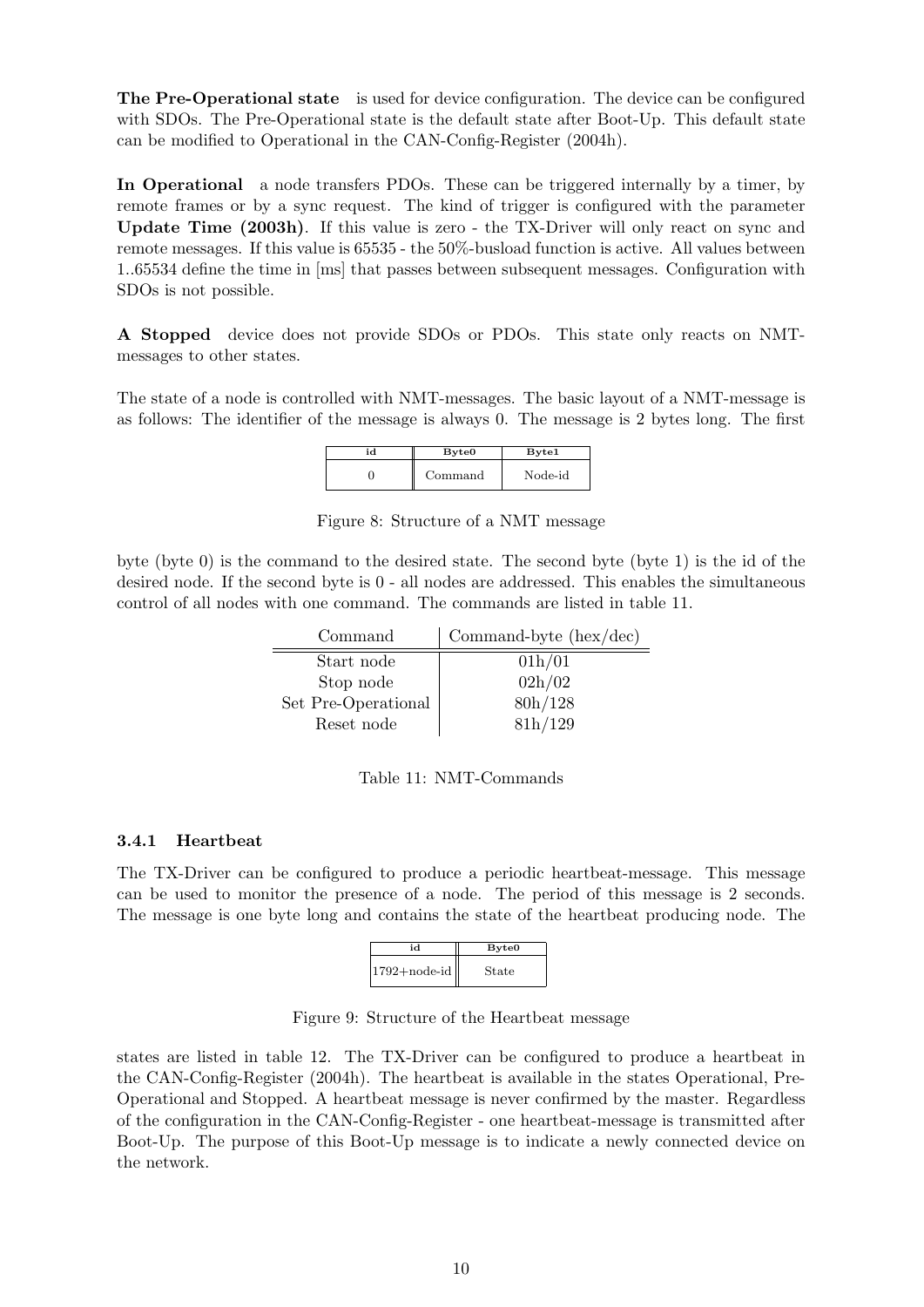**The Pre-Operational state** is used for device configuration. The device can be configured with SDOs. The Pre-Operational state is the default state after Boot-Up. This default state can be modified to Operational in the CAN-Config-Register (2004h).

**In Operational** a node transfers PDOs. These can be triggered internally by a timer, by remote frames or by a sync request. The kind of trigger is configured with the parameter **Update Time (2003h)**. If this value is zero - the TX-Driver will only react on sync and remote messages. If this value is 65535 - the 50%-busload function is active. All values between 1..65534 define the time in [ms] that passes between subsequent messages. Configuration with SDOs is not possible.

**A Stopped** device does not provide SDOs or PDOs. This state only reacts on NMT-messages to other states.

The state of a node is controlled with NMT-messages. The basic layout of a NMT-message is as follows: The identifier of the message is always 0. The message is 2 bytes long. The first

| id | Byte0 | Byte1 |
|---|---|---|
| 0 | Command | Node-id |

Figure 8: Structure of a NMT message

byte (byte 0) is the command to the desired state. The second byte (byte 1) is the id of the desired node. If the second byte is 0 - all nodes are addressed. This enables the simultaneous control of all nodes with one command. The commands are listed in table 11.

| Command | Command-byte (hex/dec) |
|---|---|
| Start node | 01h/01 |
| Stop node | 02h/02 |
| Set Pre-Operational | 80h/128 |
| Reset node | 81h/129 |

Table 11: NMT-Commands

### 3.4.1 Heartbeat

The TX-Driver can be configured to produce a periodic heartbeat-message. This message can be used to monitor the presence of a node. The period of this message is 2 seconds. The message is one byte long and contains the state of the heartbeat producing node. The

| id | Byte0 |
|---|---|
| 1792+node-id | State |

Figure 9: Structure of the Heartbeat message

states are listed in table 12. The TX-Driver can be configured to produce a heartbeat in the CAN-Config-Register (2004h). The heartbeat is available in the states Operational, Pre-Operational and Stopped. A heartbeat message is never confirmed by the master. Regardless of the configuration in the CAN-Config-Register - one heartbeat-message is transmitted after Boot-Up. The purpose of this Boot-Up message is to indicate a newly connected device on the network.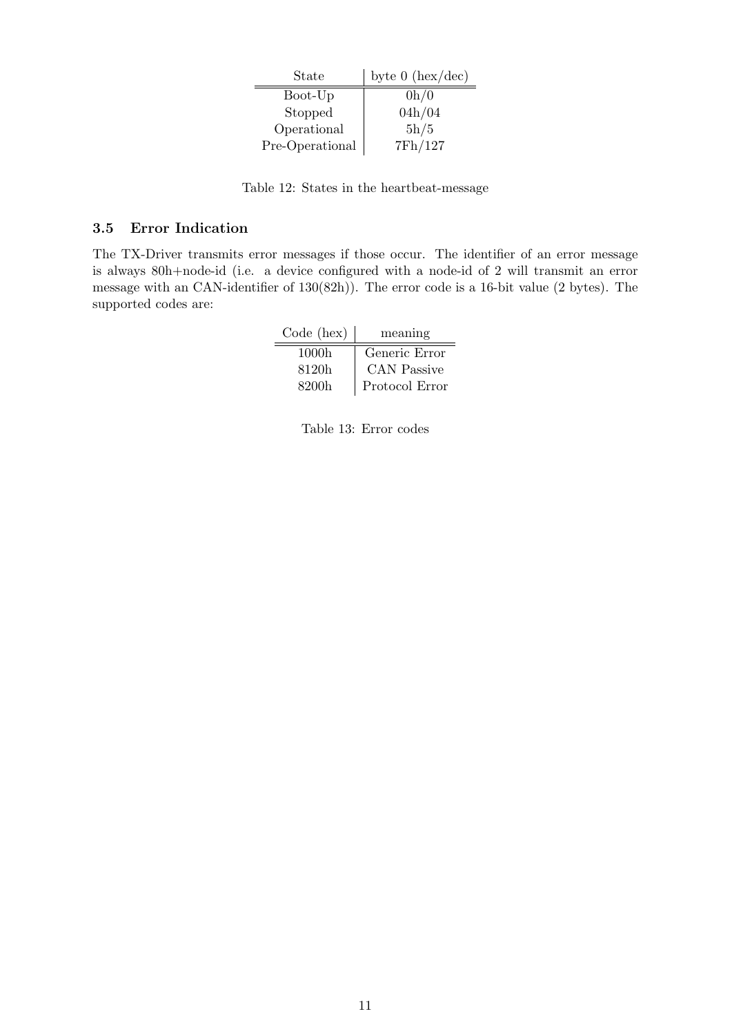| State | byte 0 (hex/dec) |
|---|---|
| Boot-Up | 0h/0 |
| Stopped | 04h/04 |
| Operational | 5h/5 |
| Pre-Operational | 7Fh/127 |

Table 12: States in the heartbeat-message

### 3.5 Error Indication

The TX-Driver transmits error messages if those occur. The identifier of an error message is always 80h+node-id (i.e. a device configured with a node-id of 2 will transmit an error message with an CAN-identifier of 130(82h)). The error code is a 16-bit value (2 bytes). The supported codes are:

| Code (hex) | meaning |
|---|---|
| 1000h | Generic Error |
| 8120h | CAN Passive |
| 8200h | Protocol Error |

Table 13: Error codes